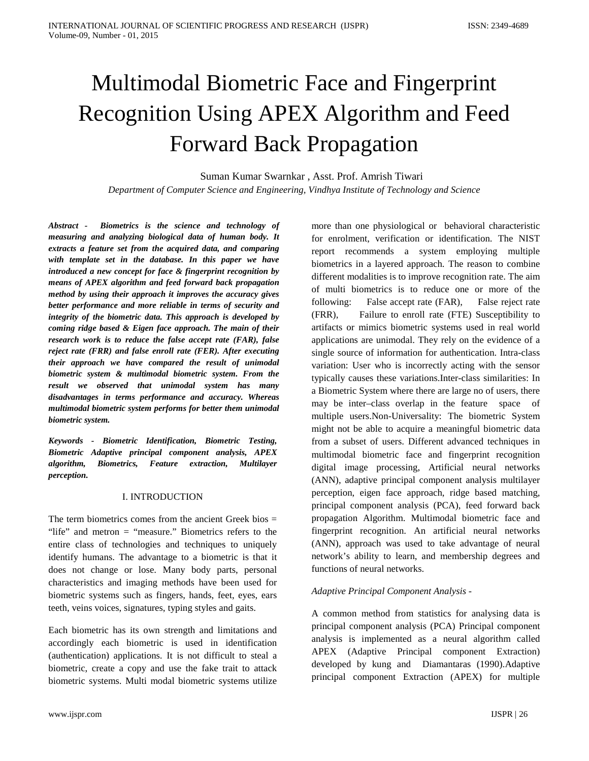# Multimodal Biometric Face and Fingerprint Recognition Using APEX Algorithm and Feed Forward Back Propagation

Suman Kumar Swarnkar , Asst. Prof. Amrish Tiwari

*Department of Computer Science and Engineering, Vindhya Institute of Technology and Science*

***Abstract -*** ***Biometrics is the science and technology of measuring and analyzing biological data of human body. It extracts a feature set from the acquired data, and comparing with template set in the database. In this paper we have introduced a new concept for face & fingerprint recognition by means of APEX algorithm and feed forward back propagation method by using their approach it improves the accuracy gives better performance and more reliable in terms of security and integrity of the biometric data. This approach is developed by coming ridge based & Eigen face approach. The main of their research work is to reduce the false accept rate (FAR), false reject rate (FRR) and false enroll rate (FER). After executing their approach we have compared the result of unimodal biometric system & multimodal biometric system. From the result we observed that unimodal system has many disadvantages in terms performance and accuracy. Whereas multimodal biometric system performs for better them unimodal biometric system.***

***Keywords - Biometric Identification, Biometric Testing, Biometric Adaptive principal component analysis, APEX algorithm, Biometrics, Feature extraction, Multilayer perception.***

## I. INTRODUCTION

The term biometrics comes from the ancient Greek bios = "life" and metron = "measure." Biometrics refers to the entire class of technologies and techniques to uniquely identify humans. The advantage to a biometric is that it does not change or lose. Many body parts, personal characteristics and imaging methods have been used for biometric systems such as fingers, hands, feet, eyes, ears teeth, veins voices, signatures, typing styles and gaits.

Each biometric has its own strength and limitations and accordingly each biometric is used in identification (authentication) applications. It is not difficult to steal a biometric, create a copy and use the fake trait to attack biometric systems. Multi modal biometric systems utilize more than one physiological or behavioral characteristic for enrolment, verification or identification. The NIST report recommends a system employing multiple biometrics in a layered approach. The reason to combine different modalities is to improve recognition rate. The aim of multi biometrics is to reduce one or more of the following: False accept rate (FAR), False reject rate (FRR), Failure to enroll rate (FTE) Susceptibility to artifacts or mimics biometric systems used in real world applications are unimodal. They rely on the evidence of a single source of information for authentication. Intra-class variation: User who is incorrectly acting with the sensor typically causes these variations.Inter-class similarities: In a Biometric System where there are large no of users, there may be inter–class overlap in the feature space of multiple users.Non-Universality: The biometric System might not be able to acquire a meaningful biometric data from a subset of users. Different advanced techniques in multimodal biometric face and fingerprint recognition digital image processing, Artificial neural networks (ANN), adaptive principal component analysis multilayer perception, eigen face approach, ridge based matching, principal component analysis (PCA), feed forward back propagation Algorithm. Multimodal biometric face and fingerprint recognition. An artificial neural networks (ANN), approach was used to take advantage of neural network's ability to learn, and membership degrees and functions of neural networks.

*Adaptive Principal Component Analysis -*

A common method from statistics for analysing data is principal component analysis (PCA) Principal component analysis is implemented as a neural algorithm called APEX (Adaptive Principal component Extraction) developed by kung and Diamantaras (1990).Adaptive principal component Extraction (APEX) for multiple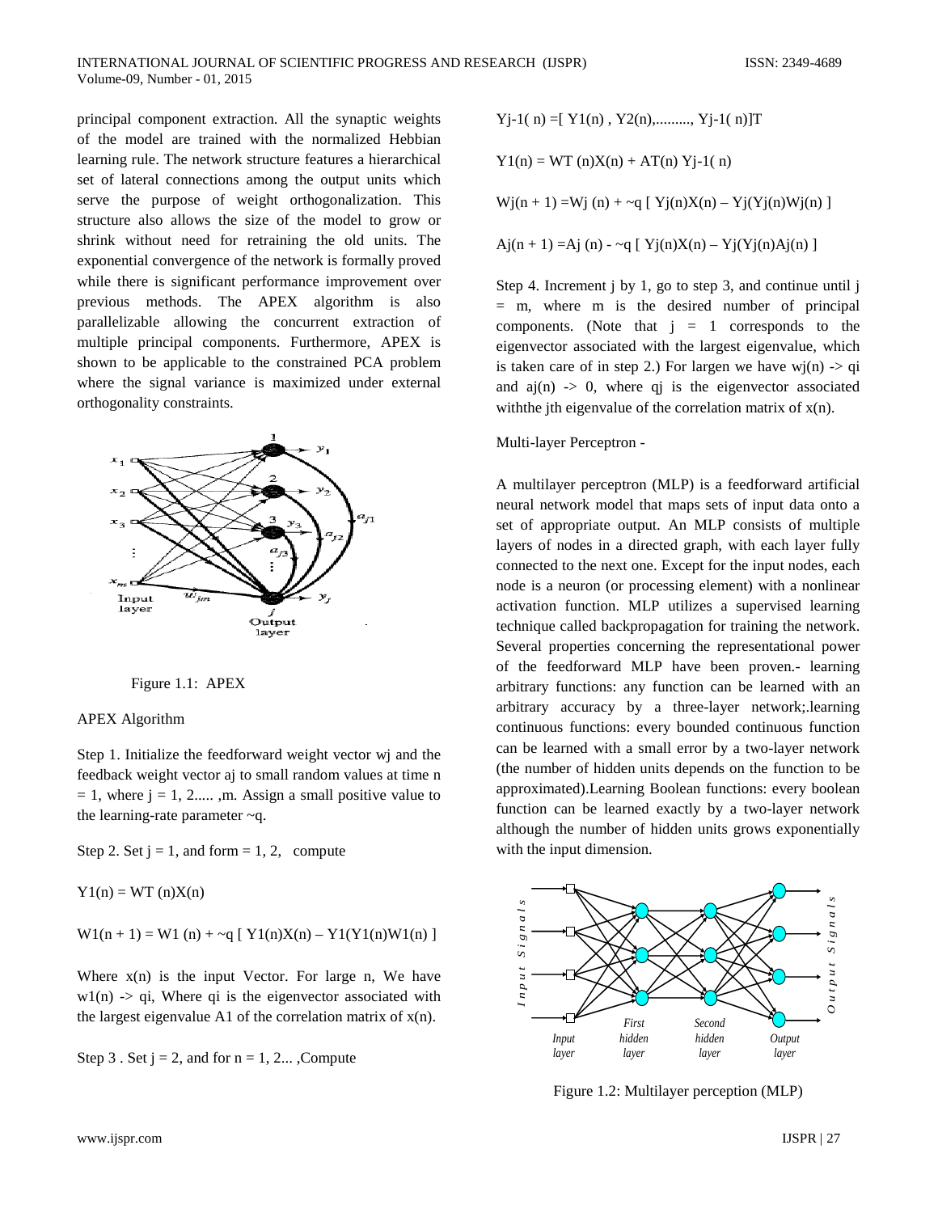principal component extraction. All the synaptic weights of the model are trained with the normalized Hebbian learning rule. The network structure features a hierarchical set of lateral connections among the output units which serve the purpose of weight orthogonalization. This structure also allows the size of the model to grow or shrink without need for retraining the old units. The exponential convergence of the network is formally proved while there is significant performance improvement over previous methods. The APEX algorithm is also parallelizable allowing the concurrent extraction of multiple principal components. Furthermore, APEX is shown to be applicable to the constrained PCA problem where the signal variance is maximized under external orthogonality constraints.

Figure 1.1: APEX

APEX Algorithm

Step 1. Initialize the feedforward weight vector wj and the feedback weight vector aj to small random values at time n = 1, where j = 1, 2..... ,m. Assign a small positive value to the learning-rate parameter ~q.

Step 2. Set j = 1, and form = 1, 2, compute

$$Y1(n) = WT\ (n)X(n)$$

$$W1(n + 1) = W1\ (n) + \sim q\ [\ Y1(n)X(n) – Y1(Y1(n)W1(n)\ ]$$

Where x(n) is the input Vector. For large n, We have w1(n) -> qi, Where qi is the eigenvector associated with the largest eigenvalue A1 of the correlation matrix of x(n).

Step 3 . Set j = 2, and for n = 1, 2... ,Compute

$$Yj\text{-}1(\ n) =[\ Y1(n)\ ,\ Y2(n),........., Yj\text{-}1(\ n)]T$$

$$Y1(n) = WT\ (n)X(n) + AT(n)\ Yj\text{-}1(\ n)$$

$$Wj(n + 1) =Wj\ (n) + \sim q\ [\ Yj(n)X(n) – Yj(Yj(n)Wj(n)\ ]$$

$$Aj(n + 1) =Aj\ (n) - \sim q\ [\ Yj(n)X(n) – Yj(Yj(n)Aj(n)\ ]$$

Step 4. Increment j by 1, go to step 3, and continue until j = m, where m is the desired number of principal components. (Note that j = 1 corresponds to the eigenvector associated with the largest eigenvalue, which is taken care of in step 2.) For largen we have wj(n) -> qi and aj(n) -> 0, where qj is the eigenvector associated withthe jth eigenvalue of the correlation matrix of x(n).

Multi-layer Perceptron -

A multilayer perceptron (MLP) is a feedforward artificial neural network model that maps sets of input data onto a set of appropriate output. An MLP consists of multiple layers of nodes in a directed graph, with each layer fully connected to the next one. Except for the input nodes, each node is a neuron (or processing element) with a nonlinear activation function. MLP utilizes a supervised learning technique called backpropagation for training the network. Several properties concerning the representational power of the feedforward MLP have been proven.- learning arbitrary functions: any function can be learned with an arbitrary accuracy by a three-layer network;.learning continuous functions: every bounded continuous function can be learned with a small error by a two-layer network (the number of hidden units depends on the function to be approximated).Learning Boolean functions: every boolean function can be learned exactly by a two-layer network although the number of hidden units grows exponentially with the input dimension.

Figure 1.2: Multilayer perception (MLP)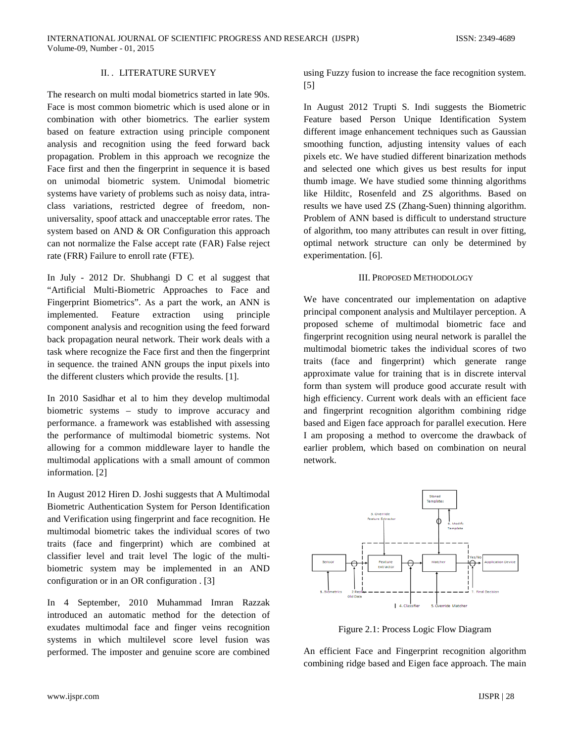## II. LITERATURE SURVEY

The research on multi modal biometrics started in late 90s. Face is most common biometric which is used alone or in combination with other biometrics. The earlier system based on feature extraction using principle component analysis and recognition using the feed forward back propagation. Problem in this approach we recognize the Face first and then the fingerprint in sequence it is based on unimodal biometric system. Unimodal biometric systems have variety of problems such as noisy data, intra-class variations, restricted degree of freedom, non-universality, spoof attack and unacceptable error rates. The system based on AND & OR Configuration this approach can not normalize the False accept rate (FAR) False reject rate (FRR) Failure to enroll rate (FTE).

In July - 2012 Dr. Shubhangi D C et al suggest that "Artificial Multi-Biometric Approaches to Face and Fingerprint Biometrics". As a part the work, an ANN is implemented. Feature extraction using principle component analysis and recognition using the feed forward back propagation neural network. Their work deals with a task where recognize the Face first and then the fingerprint in sequence. the trained ANN groups the input pixels into the different clusters which provide the results. [1].

In 2010 Sasidhar et al to him they develop multimodal biometric systems – study to improve accuracy and performance. a framework was established with assessing the performance of multimodal biometric systems. Not allowing for a common middleware layer to handle the multimodal applications with a small amount of common information. [2]

In August 2012 Hiren D. Joshi suggests that A Multimodal Biometric Authentication System for Person Identification and Verification using fingerprint and face recognition. He multimodal biometric takes the individual scores of two traits (face and fingerprint) which are combined at classifier level and trait level The logic of the multi-biometric system may be implemented in an AND configuration or in an OR configuration . [3]

In 4 September, 2010 Muhammad Imran Razzak introduced an automatic method for the detection of exudates multimodal face and finger veins recognition systems in which multilevel score level fusion was performed. The imposter and genuine score are combined using Fuzzy fusion to increase the face recognition system. [5]

In August 2012 Trupti S. Indi suggests the Biometric Feature based Person Unique Identification System different image enhancement techniques such as Gaussian smoothing function, adjusting intensity values of each pixels etc. We have studied different binarization methods and selected one which gives us best results for input thumb image. We have studied some thinning algorithms like Hilditc, Rosenfeld and ZS algorithms. Based on results we have used ZS (Zhang-Suen) thinning algorithm. Problem of ANN based is difficult to understand structure of algorithm, too many attributes can result in over fitting, optimal network structure can only be determined by experimentation. [6].

## III. PROPOSED METHODOLOGY

We have concentrated our implementation on adaptive principal component analysis and Multilayer perception. A proposed scheme of multimodal biometric face and fingerprint recognition using neural network is parallel the multimodal biometric takes the individual scores of two traits (face and fingerprint) which generate range approximate value for training that is in discrete interval form than system will produce good accurate result with high efficiency. Current work deals with an efficient face and fingerprint recognition algorithm combining ridge based and Eigen face approach for parallel execution. Here I am proposing a method to overcome the drawback of earlier problem, which based on combination on neural network.

Figure 2.1: Process Logic Flow Diagram

An efficient Face and Fingerprint recognition algorithm combining ridge based and Eigen face approach. The main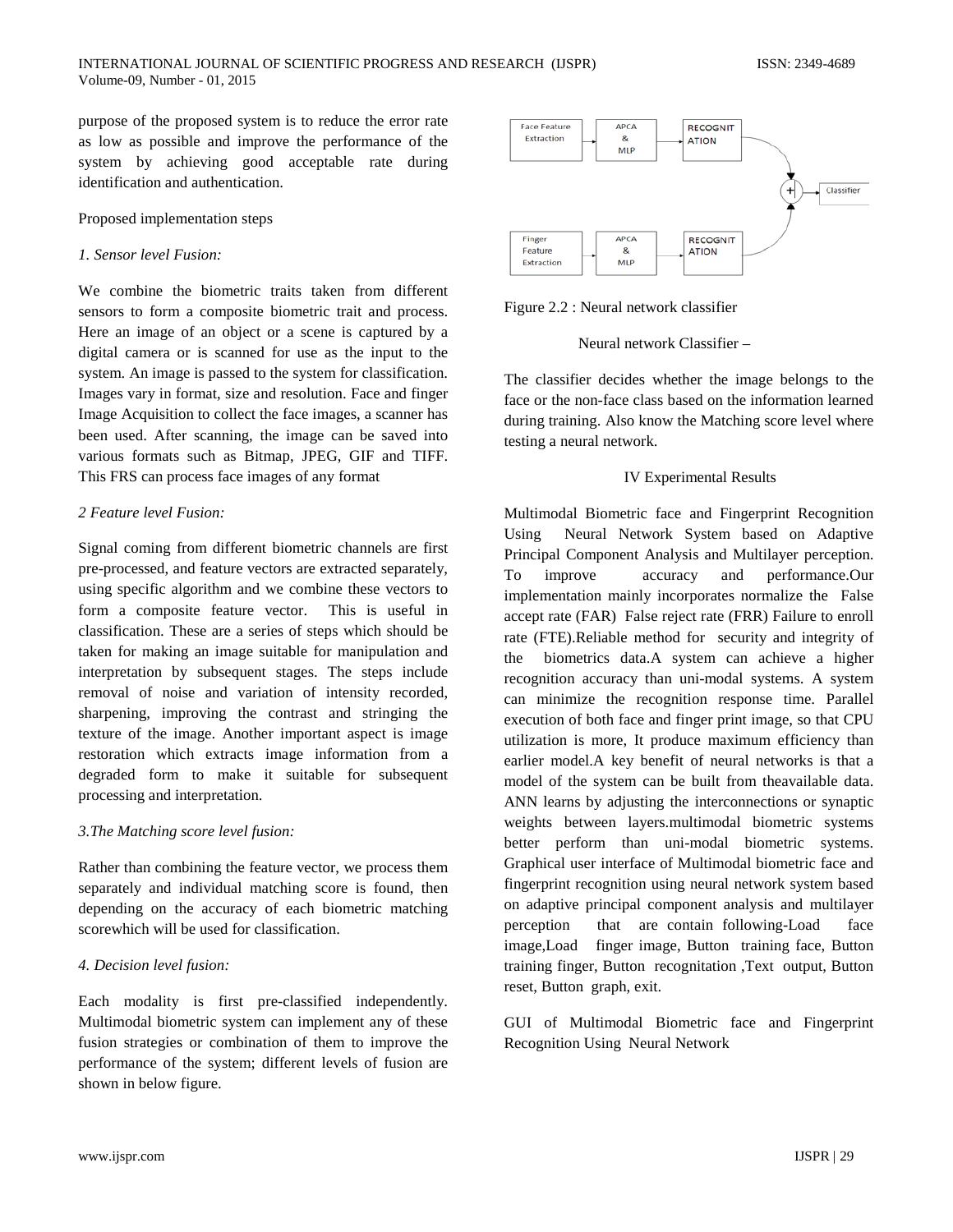purpose of the proposed system is to reduce the error rate as low as possible and improve the performance of the system by achieving good acceptable rate during identification and authentication.

Proposed implementation steps

*1. Sensor level Fusion:*

We combine the biometric traits taken from different sensors to form a composite biometric trait and process. Here an image of an object or a scene is captured by a digital camera or is scanned for use as the input to the system. An image is passed to the system for classification. Images vary in format, size and resolution. Face and finger Image Acquisition to collect the face images, a scanner has been used. After scanning, the image can be saved into various formats such as Bitmap, JPEG, GIF and TIFF. This FRS can process face images of any format

*2 Feature level Fusion:*

Signal coming from different biometric channels are first pre-processed, and feature vectors are extracted separately, using specific algorithm and we combine these vectors to form a composite feature vector. This is useful in classification. These are a series of steps which should be taken for making an image suitable for manipulation and interpretation by subsequent stages. The steps include removal of noise and variation of intensity recorded, sharpening, improving the contrast and stringing the texture of the image. Another important aspect is image restoration which extracts image information from a degraded form to make it suitable for subsequent processing and interpretation.

*3.The Matching score level fusion:*

Rather than combining the feature vector, we process them separately and individual matching score is found, then depending on the accuracy of each biometric matching scorewhich will be used for classification.

*4. Decision level fusion:*

Each modality is first pre-classified independently. Multimodal biometric system can implement any of these fusion strategies or combination of them to improve the performance of the system; different levels of fusion are shown in below figure.

Face Feature Extraction → APCA & MLP → RECOGNITATION

Finger Feature Extraction → APCA & MLP → RECOGNITATION

(+) → Classifier

Figure 2.2 : Neural network classifier

Neural network Classifier –

The classifier decides whether the image belongs to the face or the non-face class based on the information learned during training. Also know the Matching score level where testing a neural network.

## IV Experimental Results

Multimodal Biometric face and Fingerprint Recognition Using Neural Network System based on Adaptive Principal Component Analysis and Multilayer perception. To improve accuracy and performance.Our implementation mainly incorporates normalize the False accept rate (FAR) False reject rate (FRR) Failure to enroll rate (FTE).Reliable method for security and integrity of the biometrics data.A system can achieve a higher recognition accuracy than uni-modal systems. A system can minimize the recognition response time. Parallel execution of both face and finger print image, so that CPU utilization is more, It produce maximum efficiency than earlier model.A key benefit of neural networks is that a model of the system can be built from theavailable data. ANN learns by adjusting the interconnections or synaptic weights between layers.multimodal biometric systems better perform than uni-modal biometric systems. Graphical user interface of Multimodal biometric face and fingerprint recognition using neural network system based on adaptive principal component analysis and multilayer perception that are contain following-Load face image,Load finger image, Button training face, Button training finger, Button recognitation ,Text output, Button reset, Button graph, exit.

GUI of Multimodal Biometric face and Fingerprint Recognition Using Neural Network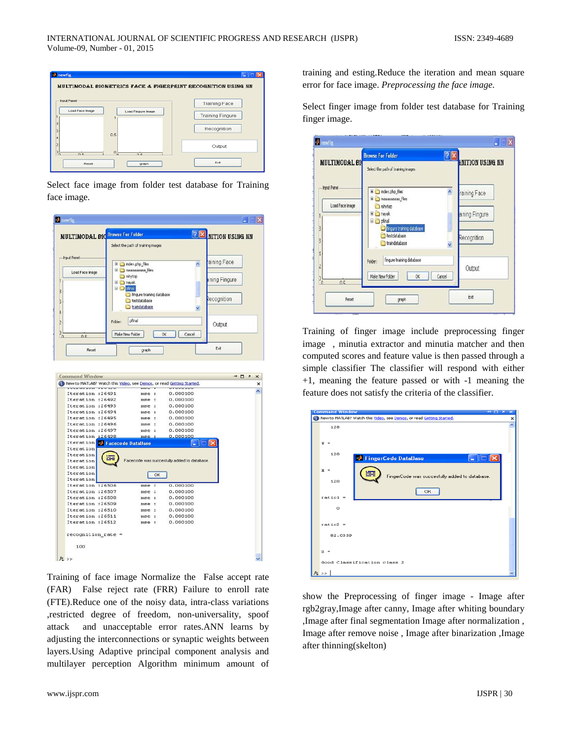Select face image from folder test database for Training face image.

Training of face image Normalize the False accept rate (FAR) False reject rate (FRR) Failure to enroll rate (FTE).Reduce one of the noisy data, intra-class variations ,restricted degree of freedom, non-universality, spoof attack and unacceptable error rates.ANN learns by adjusting the interconnections or synaptic weights between layers.Using Adaptive principal component analysis and multilayer perception Algorithm minimum amount of training and esting.Reduce the iteration and mean square error for face image. *Preprocessing the face image.*

Select finger image from folder test database for Training finger image.

Training of finger image include preprocessing finger image , minutia extractor and minutia matcher and then computed scores and feature value is then passed through a simple classifier The classifier will respond with either +1, meaning the feature passed or with -1 meaning the feature does not satisfy the criteria of the classifier.

show the Preprocessing of finger image - Image after rgb2gray,Image after canny, Image after whiting boundary ,Image after final segmentation Image after normalization , Image after remove noise , Image after binarization ,Image after thinning(skelton)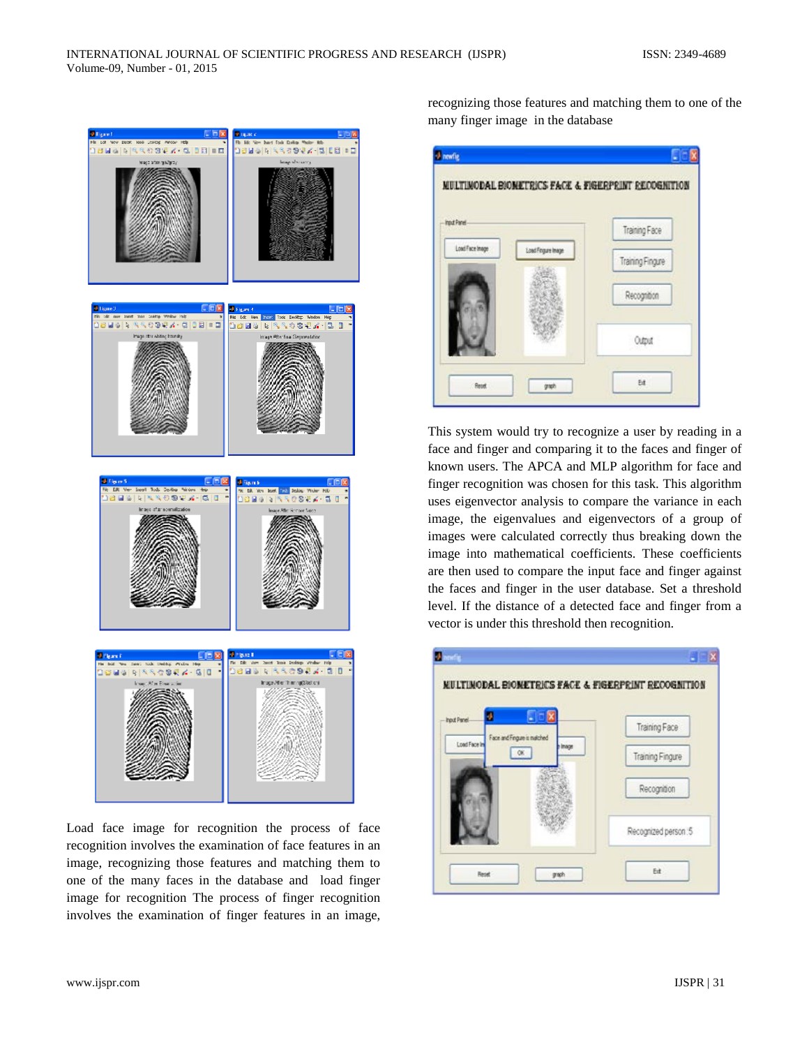Load face image for recognition the process of face recognition involves the examination of face features in an image, recognizing those features and matching them to one of the many faces in the database and load finger image for recognition The process of finger recognition involves the examination of finger features in an image, recognizing those features and matching them to one of the many finger image in the database

This system would try to recognize a user by reading in a face and finger and comparing it to the faces and finger of known users. The APCA and MLP algorithm for face and finger recognition was chosen for this task. This algorithm uses eigenvector analysis to compare the variance in each image, the eigenvalues and eigenvectors of a group of images were calculated correctly thus breaking down the image into mathematical coefficients. These coefficients are then used to compare the input face and finger against the faces and finger in the user database. Set a threshold level. If the distance of a detected face and finger from a vector is under this threshold then recognition.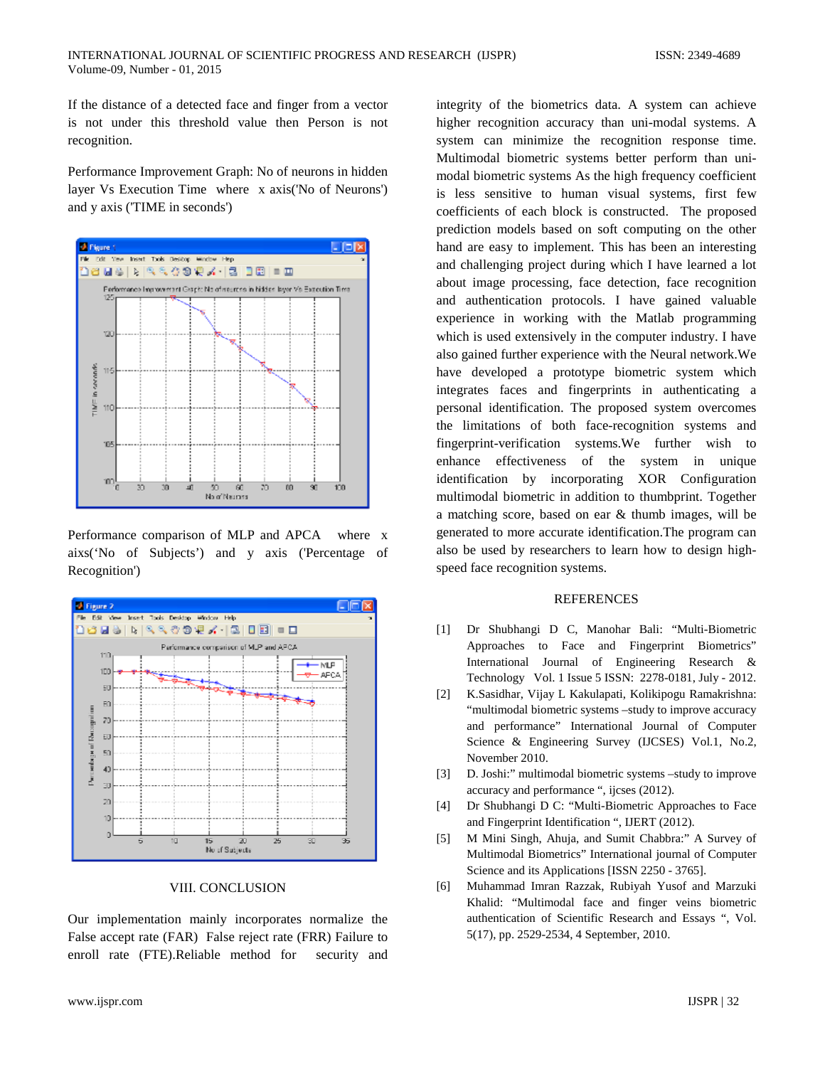If the distance of a detected face and finger from a vector is not under this threshold value then Person is not recognition.

Performance Improvement Graph: No of neurons in hidden layer Vs Execution Time where x axis('No of Neurons') and y axis ('TIME in seconds')

Performance comparison of MLP and APCA where x aixs('No of Subjects') and y axis ('Percentage of Recognition')

## VIII. CONCLUSION

Our implementation mainly incorporates normalize the False accept rate (FAR) False reject rate (FRR) Failure to enroll rate (FTE).Reliable method for security and integrity of the biometrics data. A system can achieve higher recognition accuracy than uni-modal systems. A system can minimize the recognition response time. Multimodal biometric systems better perform than uni-modal biometric systems As the high frequency coefficient is less sensitive to human visual systems, first few coefficients of each block is constructed. The proposed prediction models based on soft computing on the other hand are easy to implement. This has been an interesting and challenging project during which I have learned a lot about image processing, face detection, face recognition and authentication protocols. I have gained valuable experience in working with the Matlab programming which is used extensively in the computer industry. I have also gained further experience with the Neural network.We have developed a prototype biometric system which integrates faces and fingerprints in authenticating a personal identification. The proposed system overcomes the limitations of both face-recognition systems and fingerprint-verification systems.We further wish to enhance effectiveness of the system in unique identification by incorporating XOR Configuration multimodal biometric in addition to thumbprint. Together a matching score, based on ear & thumb images, will be generated to more accurate identification.The program can also be used by researchers to learn how to design high-speed face recognition systems.

## REFERENCES

[1] Dr Shubhangi D C, Manohar Bali: "Multi-Biometric Approaches to Face and Fingerprint Biometrics" International Journal of Engineering Research & Technology Vol. 1 Issue 5 ISSN: 2278-0181, July - 2012.

[2] K.Sasidhar, Vijay L Kakulapati, Kolikipogu Ramakrishna: "multimodal biometric systems –study to improve accuracy and performance" International Journal of Computer Science & Engineering Survey (IJCSES) Vol.1, No.2, November 2010.

[3] D. Joshi:" multimodal biometric systems –study to improve accuracy and performance ", ijcses (2012).

[4] Dr Shubhangi D C: "Multi-Biometric Approaches to Face and Fingerprint Identification ", IJERT (2012).

[5] M Mini Singh, Ahuja, and Sumit Chabbra:" A Survey of Multimodal Biometrics" International journal of Computer Science and its Applications [ISSN 2250 - 3765].

[6] Muhammad Imran Razzak, Rubiyah Yusof and Marzuki Khalid: "Multimodal face and finger veins biometric authentication of Scientific Research and Essays ", Vol. 5(17), pp. 2529-2534, 4 September, 2010.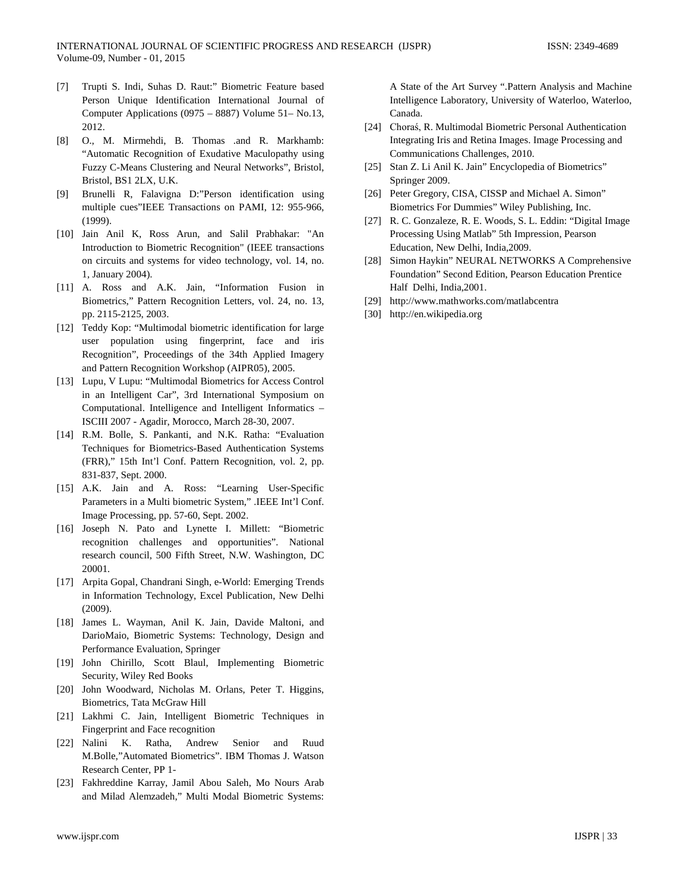[7] Trupti S. Indi, Suhas D. Raut:" Biometric Feature based Person Unique Identification International Journal of Computer Applications (0975 – 8887) Volume 51– No.13, 2012.

[8] O., M. Mirmehdi, B. Thomas .and R. Markhamb: "Automatic Recognition of Exudative Maculopathy using Fuzzy C-Means Clustering and Neural Networks", Bristol, Bristol, BS1 2LX, U.K.

[9] Brunelli R, Falavigna D:"Person identification using multiple cues"IEEE Transactions on PAMI, 12: 955-966, (1999).

[10] Jain Anil K, Ross Arun, and Salil Prabhakar: "An Introduction to Biometric Recognition" (IEEE transactions on circuits and systems for video technology, vol. 14, no. 1, January 2004).

[11] A. Ross and A.K. Jain, "Information Fusion in Biometrics," Pattern Recognition Letters, vol. 24, no. 13, pp. 2115-2125, 2003.

[12] Teddy Kop: "Multimodal biometric identification for large user population using fingerprint, face and iris Recognition", Proceedings of the 34th Applied Imagery and Pattern Recognition Workshop (AIPR05), 2005.

[13] Lupu, V Lupu: "Multimodal Biometrics for Access Control in an Intelligent Car", 3rd International Symposium on Computational. Intelligence and Intelligent Informatics – ISCIII 2007 - Agadir, Morocco, March 28-30, 2007.

[14] R.M. Bolle, S. Pankanti, and N.K. Ratha: "Evaluation Techniques for Biometrics-Based Authentication Systems (FRR)," 15th Int'l Conf. Pattern Recognition, vol. 2, pp. 831-837, Sept. 2000.

[15] A.K. Jain and A. Ross: "Learning User-Specific Parameters in a Multi biometric System," .IEEE Int'l Conf. Image Processing, pp. 57-60, Sept. 2002.

[16] Joseph N. Pato and Lynette I. Millett: "Biometric recognition challenges and opportunities". National research council, 500 Fifth Street, N.W. Washington, DC 20001.

[17] Arpita Gopal, Chandrani Singh, e-World: Emerging Trends in Information Technology, Excel Publication, New Delhi (2009).

[18] James L. Wayman, Anil K. Jain, Davide Maltoni, and DarioMaio, Biometric Systems: Technology, Design and Performance Evaluation, Springer

[19] John Chirillo, Scott Blaul, Implementing Biometric Security, Wiley Red Books

[20] John Woodward, Nicholas M. Orlans, Peter T. Higgins, Biometrics, Tata McGraw Hill

[21] Lakhmi C. Jain, Intelligent Biometric Techniques in Fingerprint and Face recognition

[22] Nalini K. Ratha, Andrew Senior and Ruud M.Bolle,"Automated Biometrics". IBM Thomas J. Watson Research Center, PP 1-

[23] Fakhreddine Karray, Jamil Abou Saleh, Mo Nours Arab and Milad Alemzadeh," Multi Modal Biometric Systems: A State of the Art Survey ".Pattern Analysis and Machine Intelligence Laboratory, University of Waterloo, Waterloo, Canada.

[24] Choraś, R. Multimodal Biometric Personal Authentication Integrating Iris and Retina Images. Image Processing and Communications Challenges, 2010.

[25] Stan Z. Li Anil K. Jain" Encyclopedia of Biometrics" Springer 2009.

[26] Peter Gregory, CISA, CISSP and Michael A. Simon" Biometrics For Dummies" Wiley Publishing, Inc.

[27] R. C. Gonzaleze, R. E. Woods, S. L. Eddin: "Digital Image Processing Using Matlab" 5th Impression, Pearson Education, New Delhi, India,2009.

[28] Simon Haykin" NEURAL NETWORKS A Comprehensive Foundation" Second Edition, Pearson Education Prentice Half Delhi, India,2001.

[29] http://www.mathworks.com/matlabcentra

[30] http://en.wikipedia.org